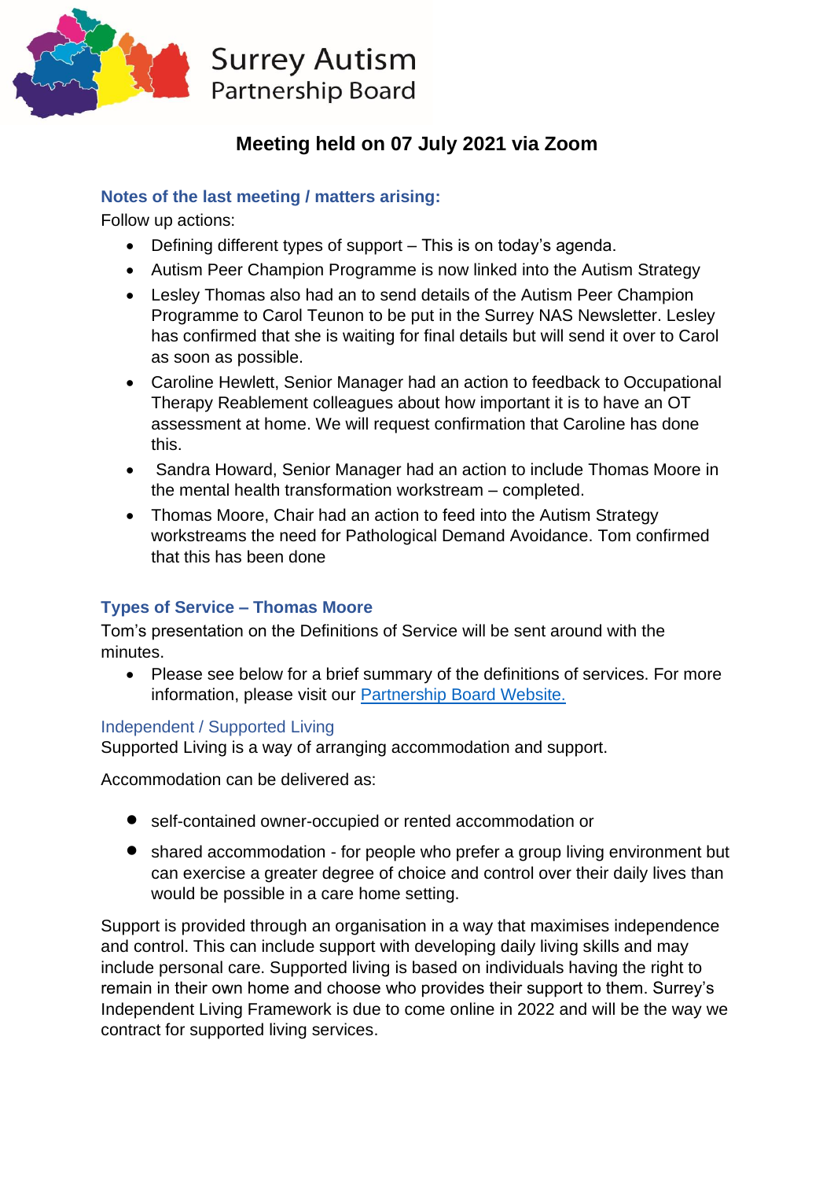Surrey Autism
Partnership Board

# Meeting held on 07 July 2021 via Zoom

## Notes of the last meeting / matters arising:

Follow up actions:

- Defining different types of support – This is on today's agenda.
- Autism Peer Champion Programme is now linked into the Autism Strategy
- Lesley Thomas also had an to send details of the Autism Peer Champion Programme to Carol Teunon to be put in the Surrey NAS Newsletter. Lesley has confirmed that she is waiting for final details but will send it over to Carol as soon as possible.
- Caroline Hewlett, Senior Manager had an action to feedback to Occupational Therapy Reablement colleagues about how important it is to have an OT assessment at home. We will request confirmation that Caroline has done this.
- Sandra Howard, Senior Manager had an action to include Thomas Moore in the mental health transformation workstream – completed.
- Thomas Moore, Chair had an action to feed into the Autism Strategy workstreams the need for Pathological Demand Avoidance. Tom confirmed that this has been done

## Types of Service – Thomas Moore

Tom's presentation on the Definitions of Service will be sent around with the minutes.

- Please see below for a brief summary of the definitions of services. For more information, please visit our Partnership Board Website.

### Independent / Supported Living

Supported Living is a way of arranging accommodation and support.

Accommodation can be delivered as:

- self-contained owner-occupied or rented accommodation or
- shared accommodation - for people who prefer a group living environment but can exercise a greater degree of choice and control over their daily lives than would be possible in a care home setting.

Support is provided through an organisation in a way that maximises independence and control. This can include support with developing daily living skills and may include personal care. Supported living is based on individuals having the right to remain in their own home and choose who provides their support to them. Surrey's Independent Living Framework is due to come online in 2022 and will be the way we contract for supported living services.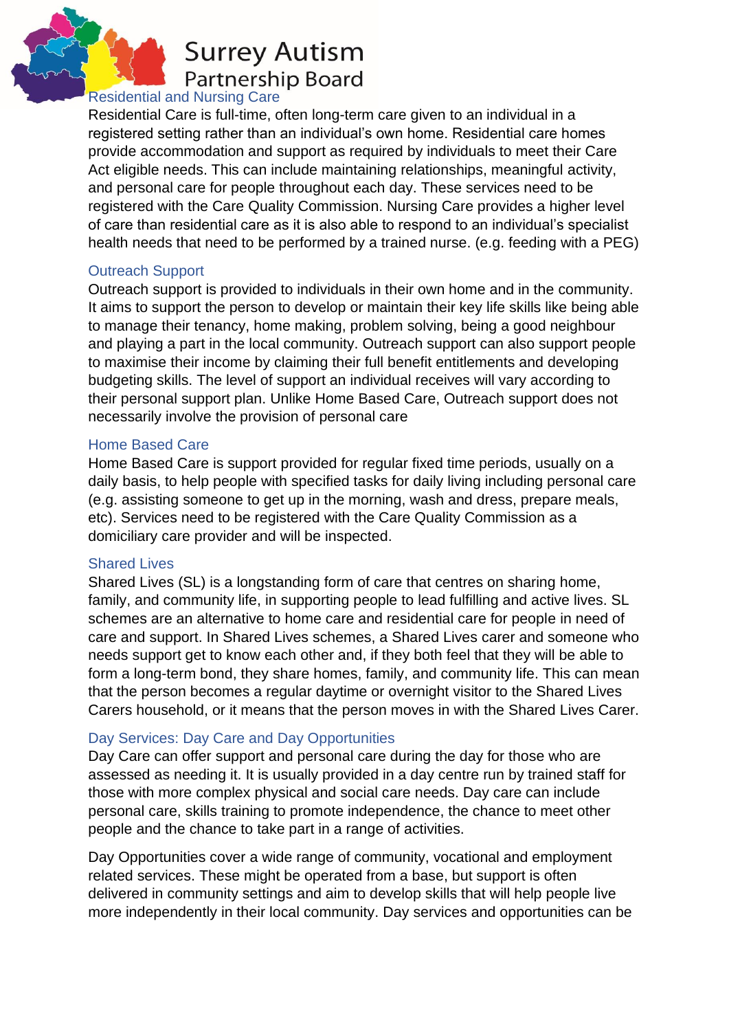## Residential and Nursing Care

Residential Care is full-time, often long-term care given to an individual in a registered setting rather than an individual's own home. Residential care homes provide accommodation and support as required by individuals to meet their Care Act eligible needs. This can include maintaining relationships, meaningful activity, and personal care for people throughout each day. These services need to be registered with the Care Quality Commission. Nursing Care provides a higher level of care than residential care as it is also able to respond to an individual's specialist health needs that need to be performed by a trained nurse. (e.g. feeding with a PEG)

## Outreach Support

Outreach support is provided to individuals in their own home and in the community. It aims to support the person to develop or maintain their key life skills like being able to manage their tenancy, home making, problem solving, being a good neighbour and playing a part in the local community. Outreach support can also support people to maximise their income by claiming their full benefit entitlements and developing budgeting skills. The level of support an individual receives will vary according to their personal support plan. Unlike Home Based Care, Outreach support does not necessarily involve the provision of personal care

## Home Based Care

Home Based Care is support provided for regular fixed time periods, usually on a daily basis, to help people with specified tasks for daily living including personal care (e.g. assisting someone to get up in the morning, wash and dress, prepare meals, etc). Services need to be registered with the Care Quality Commission as a domiciliary care provider and will be inspected.

## Shared Lives

Shared Lives (SL) is a longstanding form of care that centres on sharing home, family, and community life, in supporting people to lead fulfilling and active lives. SL schemes are an alternative to home care and residential care for people in need of care and support. In Shared Lives schemes, a Shared Lives carer and someone who needs support get to know each other and, if they both feel that they will be able to form a long-term bond, they share homes, family, and community life. This can mean that the person becomes a regular daytime or overnight visitor to the Shared Lives Carers household, or it means that the person moves in with the Shared Lives Carer.

## Day Services: Day Care and Day Opportunities

Day Care can offer support and personal care during the day for those who are assessed as needing it. It is usually provided in a day centre run by trained staff for those with more complex physical and social care needs. Day care can include personal care, skills training to promote independence, the chance to meet other people and the chance to take part in a range of activities.

Day Opportunities cover a wide range of community, vocational and employment related services. These might be operated from a base, but support is often delivered in community settings and aim to develop skills that will help people live more independently in their local community. Day services and opportunities can be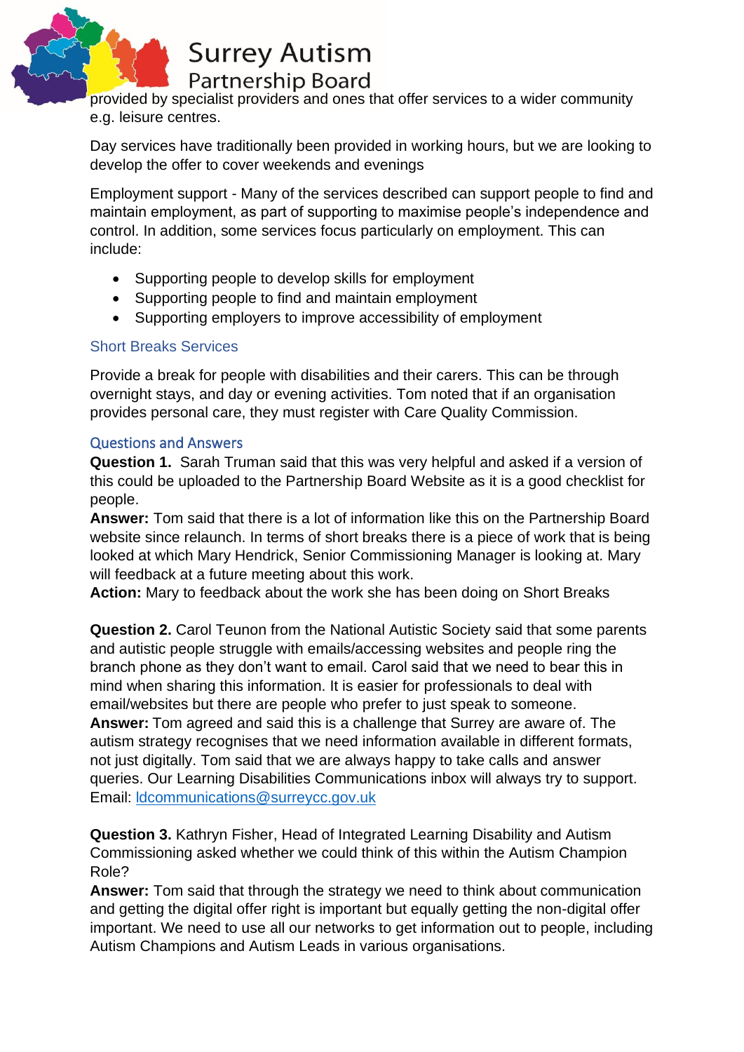provided by specialist providers and ones that offer services to a wider community e.g. leisure centres.

Day services have traditionally been provided in working hours, but we are looking to develop the offer to cover weekends and evenings

Employment support - Many of the services described can support people to find and maintain employment, as part of supporting to maximise people's independence and control. In addition, some services focus particularly on employment. This can include:

- Supporting people to develop skills for employment
- Supporting people to find and maintain employment
- Supporting employers to improve accessibility of employment

### Short Breaks Services

Provide a break for people with disabilities and their carers. This can be through overnight stays, and day or evening activities. Tom noted that if an organisation provides personal care, they must register with Care Quality Commission.

### Questions and Answers

**Question 1.** Sarah Truman said that this was very helpful and asked if a version of this could be uploaded to the Partnership Board Website as it is a good checklist for people.
**Answer:** Tom said that there is a lot of information like this on the Partnership Board website since relaunch. In terms of short breaks there is a piece of work that is being looked at which Mary Hendrick, Senior Commissioning Manager is looking at. Mary will feedback at a future meeting about this work.
**Action:** Mary to feedback about the work she has been doing on Short Breaks

**Question 2.** Carol Teunon from the National Autistic Society said that some parents and autistic people struggle with emails/accessing websites and people ring the branch phone as they don't want to email. Carol said that we need to bear this in mind when sharing this information. It is easier for professionals to deal with email/websites but there are people who prefer to just speak to someone.
**Answer:** Tom agreed and said this is a challenge that Surrey are aware of. The autism strategy recognises that we need information available in different formats, not just digitally. Tom said that we are always happy to take calls and answer queries. Our Learning Disabilities Communications inbox will always try to support. Email: [ldcommunications@surreycc.gov.uk](mailto:ldcommunications@surreycc.gov.uk)

**Question 3.** Kathryn Fisher, Head of Integrated Learning Disability and Autism Commissioning asked whether we could think of this within the Autism Champion Role?
**Answer:** Tom said that through the strategy we need to think about communication and getting the digital offer right is important but equally getting the non-digital offer important. We need to use all our networks to get information out to people, including Autism Champions and Autism Leads in various organisations.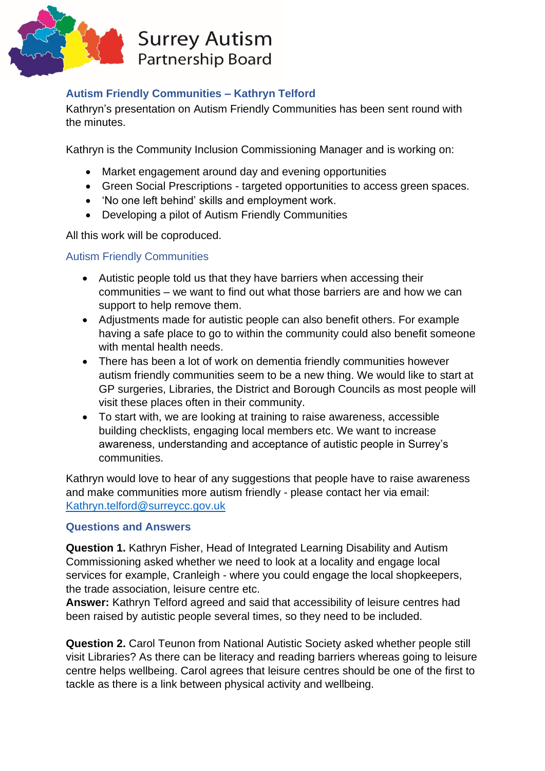## Autism Friendly Communities – Kathryn Telford

Kathryn's presentation on Autism Friendly Communities has been sent round with the minutes.

Kathryn is the Community Inclusion Commissioning Manager and is working on:

- Market engagement around day and evening opportunities
- Green Social Prescriptions - targeted opportunities to access green spaces.
- 'No one left behind' skills and employment work.
- Developing a pilot of Autism Friendly Communities

All this work will be coproduced.

### Autism Friendly Communities

- Autistic people told us that they have barriers when accessing their communities – we want to find out what those barriers are and how we can support to help remove them.
- Adjustments made for autistic people can also benefit others. For example having a safe place to go to within the community could also benefit someone with mental health needs.
- There has been a lot of work on dementia friendly communities however autism friendly communities seem to be a new thing. We would like to start at GP surgeries, Libraries, the District and Borough Councils as most people will visit these places often in their community.
- To start with, we are looking at training to raise awareness, accessible building checklists, engaging local members etc. We want to increase awareness, understanding and acceptance of autistic people in Surrey's communities.

Kathryn would love to hear of any suggestions that people have to raise awareness and make communities more autism friendly - please contact her via email: Kathryn.telford@surreycc.gov.uk

## Questions and Answers

**Question 1.** Kathryn Fisher, Head of Integrated Learning Disability and Autism Commissioning asked whether we need to look at a locality and engage local services for example, Cranleigh - where you could engage the local shopkeepers, the trade association, leisure centre etc.
**Answer:** Kathryn Telford agreed and said that accessibility of leisure centres had been raised by autistic people several times, so they need to be included.

**Question 2.** Carol Teunon from National Autistic Society asked whether people still visit Libraries? As there can be literacy and reading barriers whereas going to leisure centre helps wellbeing. Carol agrees that leisure centres should be one of the first to tackle as there is a link between physical activity and wellbeing.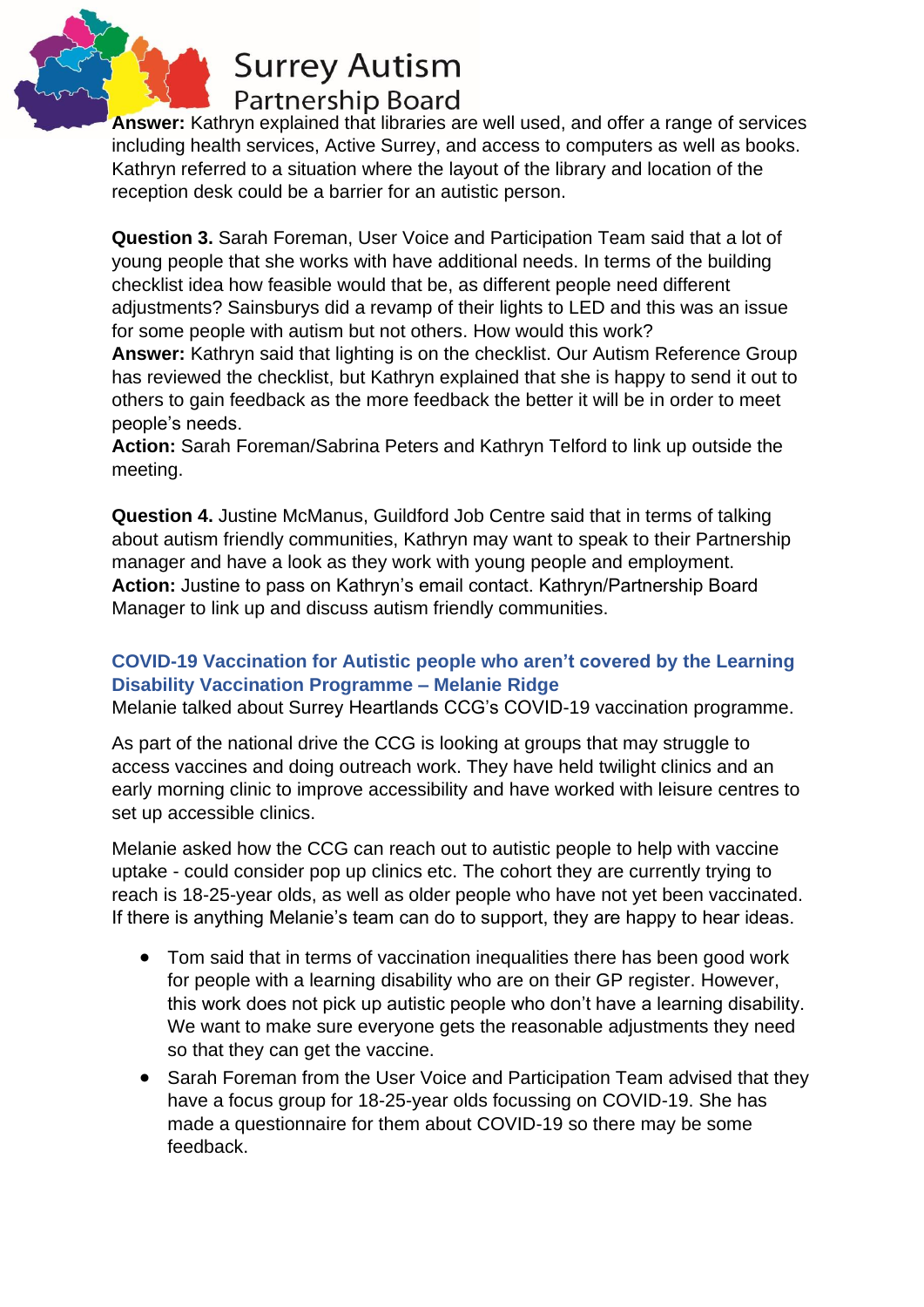**Answer:** Kathryn explained that libraries are well used, and offer a range of services including health services, Active Surrey, and access to computers as well as books. Kathryn referred to a situation where the layout of the library and location of the reception desk could be a barrier for an autistic person.

**Question 3.** Sarah Foreman, User Voice and Participation Team said that a lot of young people that she works with have additional needs. In terms of the building checklist idea how feasible would that be, as different people need different adjustments? Sainsburys did a revamp of their lights to LED and this was an issue for some people with autism but not others. How would this work?
**Answer:** Kathryn said that lighting is on the checklist. Our Autism Reference Group has reviewed the checklist, but Kathryn explained that she is happy to send it out to others to gain feedback as the more feedback the better it will be in order to meet people's needs.
**Action:** Sarah Foreman/Sabrina Peters and Kathryn Telford to link up outside the meeting.

**Question 4.** Justine McManus, Guildford Job Centre said that in terms of talking about autism friendly communities, Kathryn may want to speak to their Partnership manager and have a look as they work with young people and employment.
**Action:** Justine to pass on Kathryn's email contact. Kathryn/Partnership Board Manager to link up and discuss autism friendly communities.

### COVID-19 Vaccination for Autistic people who aren't covered by the Learning Disability Vaccination Programme – Melanie Ridge

Melanie talked about Surrey Heartlands CCG's COVID-19 vaccination programme.

As part of the national drive the CCG is looking at groups that may struggle to access vaccines and doing outreach work. They have held twilight clinics and an early morning clinic to improve accessibility and have worked with leisure centres to set up accessible clinics.

Melanie asked how the CCG can reach out to autistic people to help with vaccine uptake - could consider pop up clinics etc. The cohort they are currently trying to reach is 18-25-year olds, as well as older people who have not yet been vaccinated. If there is anything Melanie's team can do to support, they are happy to hear ideas.

- Tom said that in terms of vaccination inequalities there has been good work for people with a learning disability who are on their GP register. However, this work does not pick up autistic people who don't have a learning disability. We want to make sure everyone gets the reasonable adjustments they need so that they can get the vaccine.
- Sarah Foreman from the User Voice and Participation Team advised that they have a focus group for 18-25-year olds focussing on COVID-19. She has made a questionnaire for them about COVID-19 so there may be some feedback.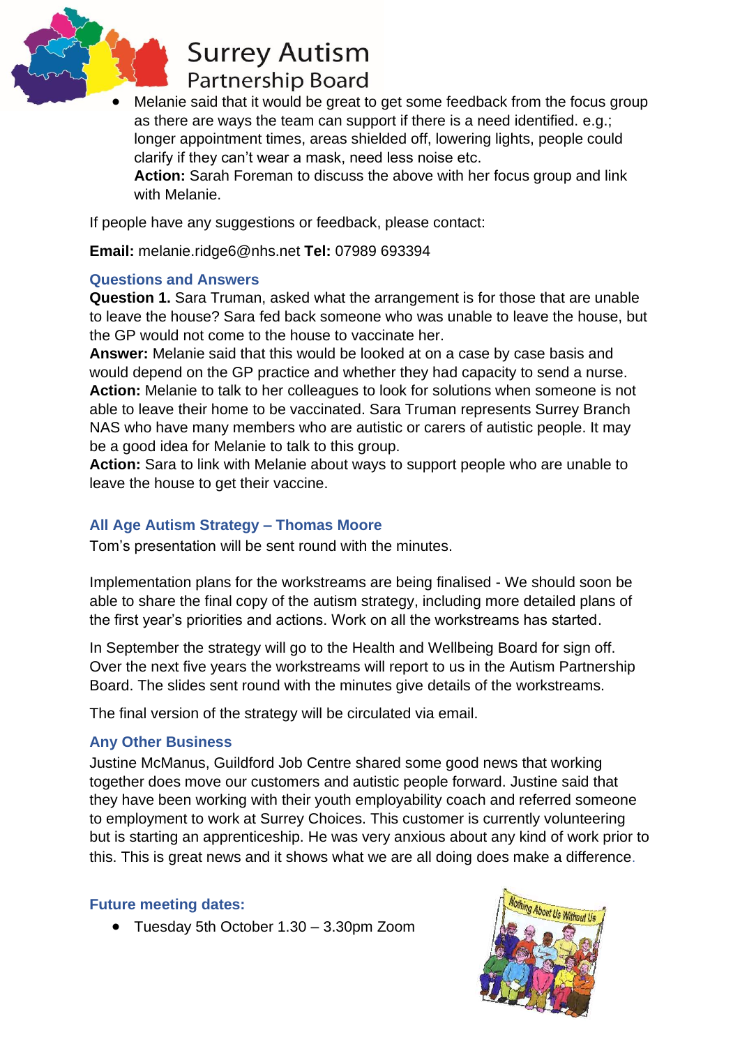- Melanie said that it would be great to get some feedback from the focus group as there are ways the team can support if there is a need identified. e.g.; longer appointment times, areas shielded off, lowering lights, people could clarify if they can't wear a mask, need less noise etc.
  **Action:** Sarah Foreman to discuss the above with her focus group and link with Melanie.

If people have any suggestions or feedback, please contact:

**Email:** melanie.ridge6@nhs.net **Tel:** 07989 693394

### Questions and Answers

**Question 1.** Sara Truman, asked what the arrangement is for those that are unable to leave the house? Sara fed back someone who was unable to leave the house, but the GP would not come to the house to vaccinate her.
**Answer:** Melanie said that this would be looked at on a case by case basis and would depend on the GP practice and whether they had capacity to send a nurse.
**Action:** Melanie to talk to her colleagues to look for solutions when someone is not able to leave their home to be vaccinated. Sara Truman represents Surrey Branch NAS who have many members who are autistic or carers of autistic people. It may be a good idea for Melanie to talk to this group.
**Action:** Sara to link with Melanie about ways to support people who are unable to leave the house to get their vaccine.

### All Age Autism Strategy – Thomas Moore

Tom's presentation will be sent round with the minutes.

Implementation plans for the workstreams are being finalised - We should soon be able to share the final copy of the autism strategy, including more detailed plans of the first year's priorities and actions. Work on all the workstreams has started.

In September the strategy will go to the Health and Wellbeing Board for sign off. Over the next five years the workstreams will report to us in the Autism Partnership Board. The slides sent round with the minutes give details of the workstreams.

The final version of the strategy will be circulated via email.

### Any Other Business

Justine McManus, Guildford Job Centre shared some good news that working together does move our customers and autistic people forward. Justine said that they have been working with their youth employability coach and referred someone to employment to work at Surrey Choices. This customer is currently volunteering but is starting an apprenticeship. He was very anxious about any kind of work prior to this. This is great news and it shows what we are all doing does make a difference.

### Future meeting dates:

- Tuesday 5th October 1.30 – 3.30pm Zoom